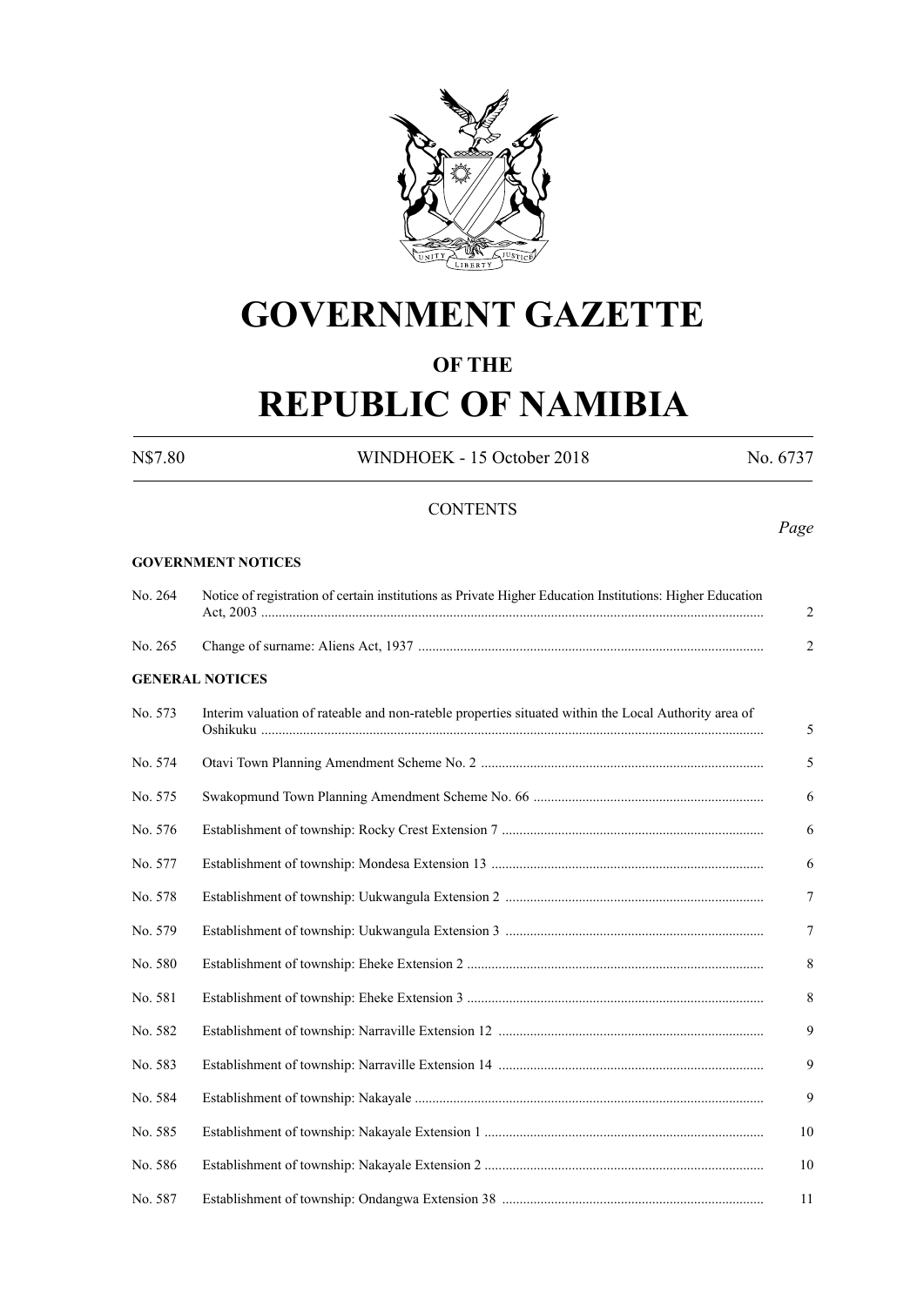# GOVERNMENT GAZETTE

## OF THE

# REPUBLIC OF NAMIBIA

| N$7.80 | WINDHOEK - 15 October 2018 | No. 6737 |
|---|---|---|

## CONTENTS

*Page*

**GOVERNMENT NOTICES**

| | | |
|---|---|---|
| No. 264 | Notice of registration of certain institutions as Private Higher Education Institutions: Higher Education Act, 2003 | 2 |
| No. 265 | Change of surname: Aliens Act, 1937 | 2 |

**GENERAL NOTICES**

| | | |
|---|---|---|
| No. 573 | Interim valuation of rateable and non-rateble properties situated within the Local Authority area of Oshikuku | 5 |
| No. 574 | Otavi Town Planning Amendment Scheme No. 2 | 5 |
| No. 575 | Swakopmund Town Planning Amendment Scheme No. 66 | 6 |
| No. 576 | Establishment of township: Rocky Crest Extension 7 | 6 |
| No. 577 | Establishment of township: Mondesa Extension 13 | 6 |
| No. 578 | Establishment of township: Uukwangula Extension 2 | 7 |
| No. 579 | Establishment of township: Uukwangula Extension 3 | 7 |
| No. 580 | Establishment of township: Eheke Extension 2 | 8 |
| No. 581 | Establishment of township: Eheke Extension 3 | 8 |
| No. 582 | Establishment of township: Narraville Extension 12 | 9 |
| No. 583 | Establishment of township: Narraville Extension 14 | 9 |
| No. 584 | Establishment of township: Nakayale | 9 |
| No. 585 | Establishment of township: Nakayale Extension 1 | 10 |
| No. 586 | Establishment of township: Nakayale Extension 2 | 10 |
| No. 587 | Establishment of township: Ondangwa Extension 38 | 11 |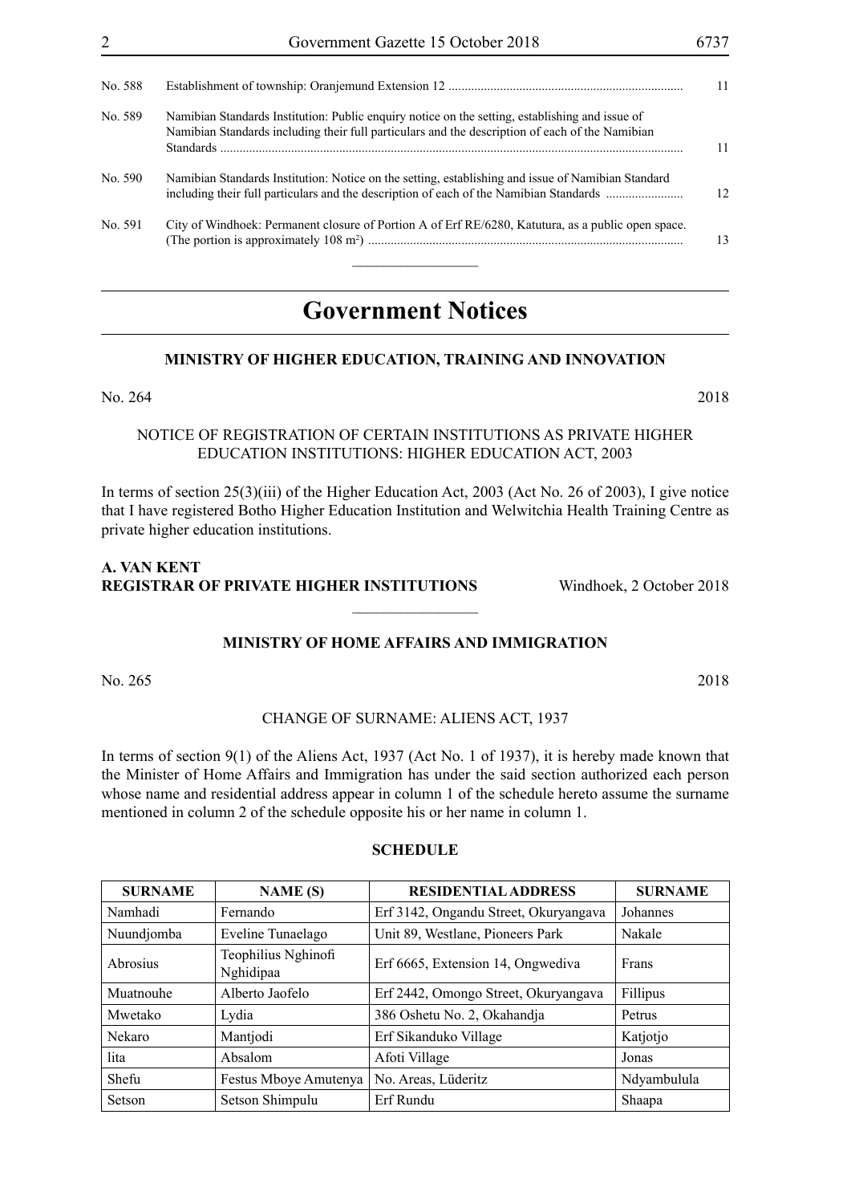| | | |
|---|---|---|
| No. 588 | Establishment of township: Oranjemund Extension 12 | 11 |
| No. 589 | Namibian Standards Institution: Public enquiry notice on the setting, establishing and issue of Namibian Standards including their full particulars and the description of each of the Namibian Standards | 11 |
| No. 590 | Namibian Standards Institution: Notice on the setting, establishing and issue of Namibian Standard including their full particulars and the description of each of the Namibian Standards | 12 |
| No. 591 | City of Windhoek: Permanent closure of Portion A of Erf RE/6280, Katutura, as a public open space. (The portion is approximately 108 m²) | 13 |

# Government Notices

### MINISTRY OF HIGHER EDUCATION, TRAINING AND INNOVATION

No. 264 2018

NOTICE OF REGISTRATION OF CERTAIN INSTITUTIONS AS PRIVATE HIGHER EDUCATION INSTITUTIONS: HIGHER EDUCATION ACT, 2003

In terms of section 25(3)(iii) of the Higher Education Act, 2003 (Act No. 26 of 2003), I give notice that I have registered Botho Higher Education Institution and Welwitchia Health Training Centre as private higher education institutions.

**A. VAN KENT**
**REGISTRAR OF PRIVATE HIGHER INSTITUTIONS** Windhoek, 2 October 2018

### MINISTRY OF HOME AFFAIRS AND IMMIGRATION

No. 265 2018

CHANGE OF SURNAME: ALIENS ACT, 1937

In terms of section 9(1) of the Aliens Act, 1937 (Act No. 1 of 1937), it is hereby made known that the Minister of Home Affairs and Immigration has under the said section authorized each person whose name and residential address appear in column 1 of the schedule hereto assume the surname mentioned in column 2 of the schedule opposite his or her name in column 1.

**SCHEDULE**

| SURNAME | NAME (S) | RESIDENTIAL ADDRESS | SURNAME |
|---|---|---|---|
| Namhadi | Fernando | Erf 3142, Ongandu Street, Okuryangava | Johannes |
| Nuundjomba | Eveline Tunaelago | Unit 89, Westlane, Pioneers Park | Nakale |
| Abrosius | Teophilius Nghinofi Nghidipaa | Erf 6665, Extension 14, Ongwediva | Frans |
| Muatnouhe | Alberto Jaofelo | Erf 2442, Omongo Street, Okuryangava | Fillipus |
| Mwetako | Lydia | 386 Oshetu No. 2, Okahandja | Petrus |
| Nekaro | Mantjodi | Erf Sikanduko Village | Katjotjo |
| lita | Absalom | Afoti Village | Jonas |
| Shefu | Festus Mboye Amutenya | No. Areas, Lüderitz | Ndyambulula |
| Setson | Setson Shimpulu | Erf Rundu | Shaapa |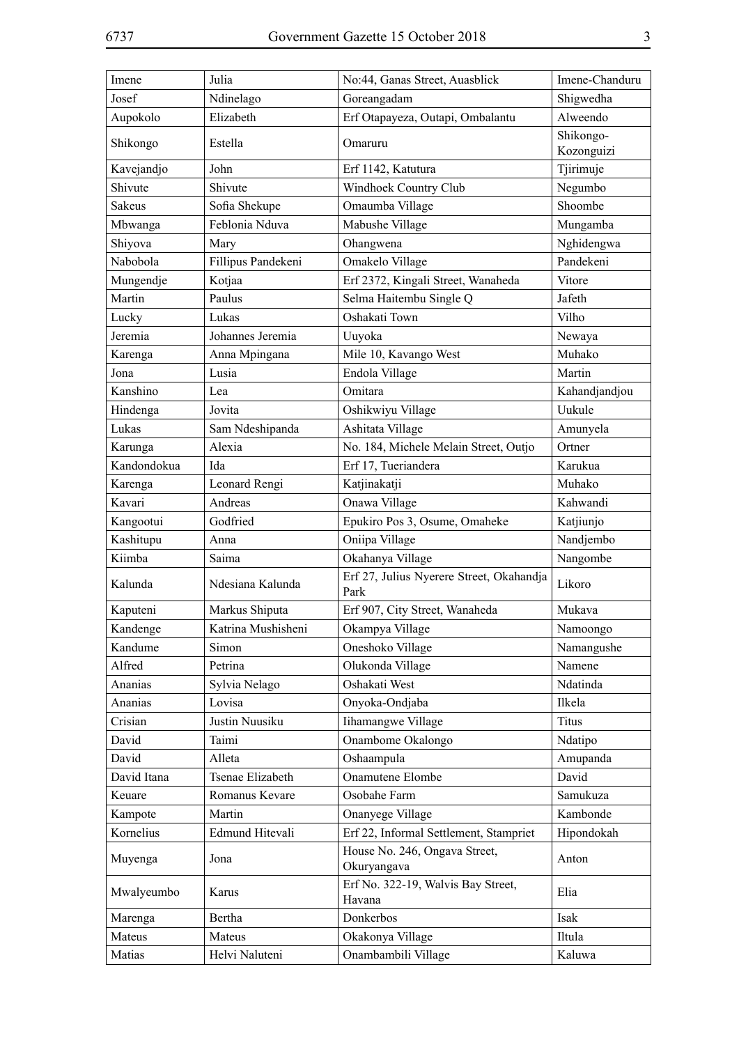| Imene | Julia | No:44, Ganas Street, Auasblick | Imene-Chanduru |
|---|---|---|---|
| Josef | Ndinelago | Goreangadam | Shigwedha |
| Aupokolo | Elizabeth | Erf Otapayeza, Outapi, Ombalantu | Alweendo |
| Shikongo | Estella | Omaruru | Shikongo-Kozonguizi |
| Kavejandjo | John | Erf 1142, Katutura | Tjirimuje |
| Shivute | Shivute | Windhoek Country Club | Negumbo |
| Sakeus | Sofia Shekupe | Omaumba Village | Shoombe |
| Mbwanga | Feblonia Nduva | Mabushe Village | Mungamba |
| Shiyova | Mary | Ohangwena | Nghidengwa |
| Nabobola | Fillipus Pandekeni | Omakelo Village | Pandekeni |
| Mungendje | Kotjaa | Erf 2372, Kingali Street, Wanaheda | Vitore |
| Martin | Paulus | Selma Haitembu Single Q | Jafeth |
| Lucky | Lukas | Oshakati Town | Vilho |
| Jeremia | Johannes Jeremia | Uuyoka | Newaya |
| Karenga | Anna Mpingana | Mile 10, Kavango West | Muhako |
| Jona | Lusia | Endola Village | Martin |
| Kanshino | Lea | Omitara | Kahandjandjou |
| Hindenga | Jovita | Oshikwiyu Village | Uukule |
| Lukas | Sam Ndeshipanda | Ashitata Village | Amunyela |
| Karunga | Alexia | No. 184, Michele Melain Street, Outjo | Ortner |
| Kandondokua | Ida | Erf 17, Tueriandera | Karukua |
| Karenga | Leonard Rengi | Katjinakatji | Muhako |
| Kavari | Andreas | Onawa Village | Kahwandi |
| Kangootui | Godfried | Epukiro Pos 3, Osume, Omaheke | Katjiunjo |
| Kashitupu | Anna | Oniipa Village | Nandjembo |
| Kiimba | Saima | Okahanya Village | Nangombe |
| Kalunda | Ndesiana Kalunda | Erf 27, Julius Nyerere Street, Okahandja Park | Likoro |
| Kaputeni | Markus Shiputa | Erf 907, City Street, Wanaheda | Mukava |
| Kandenge | Katrina Mushisheni | Okampya Village | Namoongo |
| Kandume | Simon | Oneshoko Village | Namangushe |
| Alfred | Petrina | Olukonda Village | Namene |
| Ananias | Sylvia Nelago | Oshakati West | Ndatinda |
| Ananias | Lovisa | Onyoka-Ondjaba | Ilkela |
| Crisian | Justin Nuusiku | Iihamangwe Village | Titus |
| David | Taimi | Onambome Okalongo | Ndatipo |
| David | Alleta | Oshaampula | Amupanda |
| David Itana | Tsenae Elizabeth | Onamutene Elombe | David |
| Keuare | Romanus Kevare | Osobahe Farm | Samukuza |
| Kampote | Martin | Onanyege Village | Kambonde |
| Kornelius | Edmund Hitevali | Erf 22, Informal Settlement, Stampriet | Hipondokah |
| Muyenga | Jona | House No. 246, Ongava Street, Okuryangava | Anton |
| Mwalyeumbo | Karus | Erf No. 322-19, Walvis Bay Street, Havana | Elia |
| Marenga | Bertha | Donkerbos | Isak |
| Mateus | Mateus | Okakonya Village | Iltula |
| Matias | Helvi Naluteni | Onambambili Village | Kaluwa |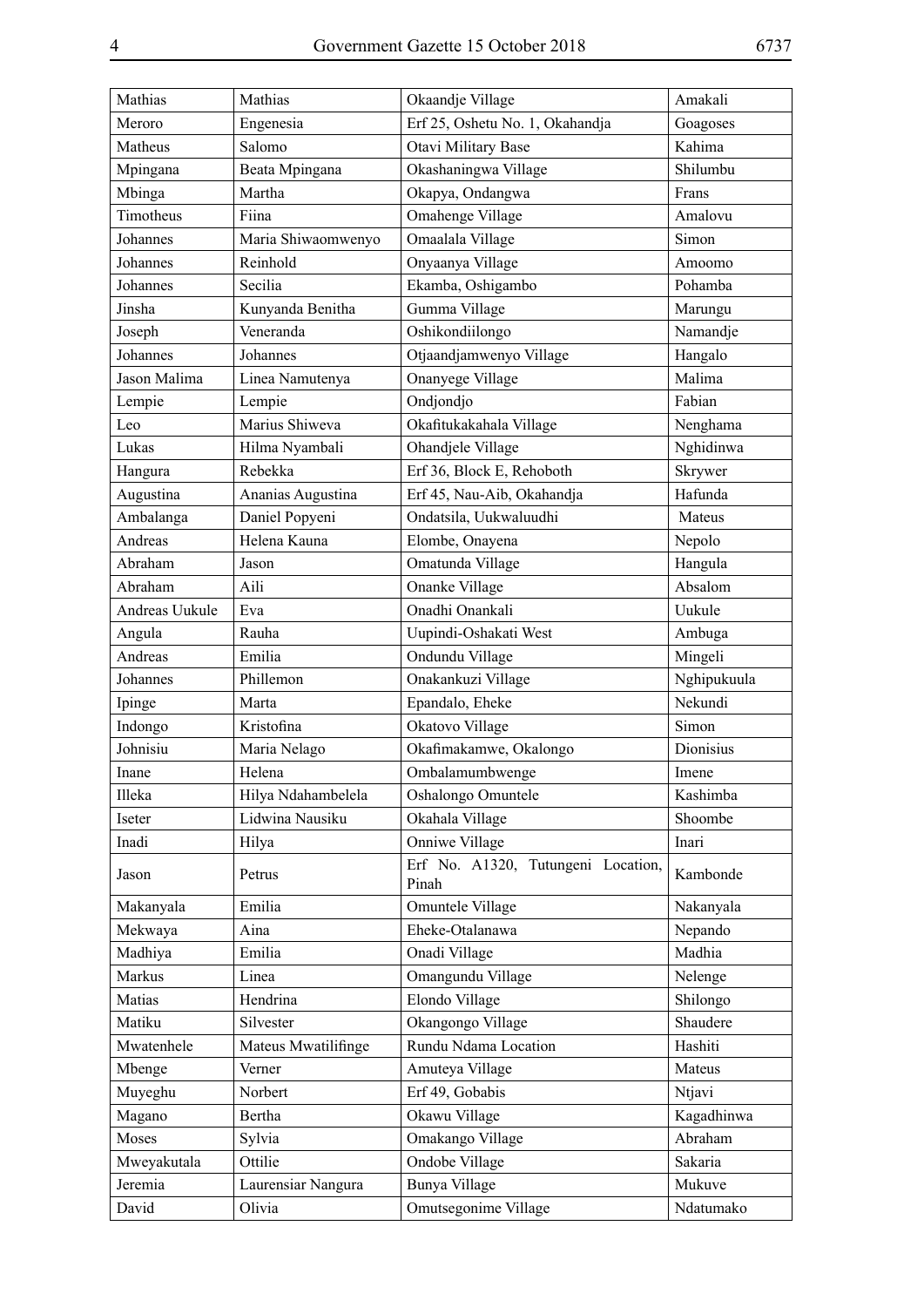| Mathias | Mathias | Okaandje Village | Amakali |
|---|---|---|---|
| Meroro | Engenesia | Erf 25, Oshetu No. 1, Okahandja | Goagoses |
| Matheus | Salomo | Otavi Military Base | Kahima |
| Mpingana | Beata Mpingana | Okashaningwa Village | Shilumbu |
| Mbinga | Martha | Okapya, Ondangwa | Frans |
| Timotheus | Fiina | Omahenge Village | Amalovu |
| Johannes | Maria Shiwaomwenyo | Omaalala Village | Simon |
| Johannes | Reinhold | Onyaanya Village | Amoomo |
| Johannes | Secilia | Ekamba, Oshigambo | Pohamba |
| Jinsha | Kunyanda Benitha | Gumma Village | Marungu |
| Joseph | Veneranda | Oshikondiilongo | Namandje |
| Johannes | Johannes | Otjaandjamwenyo Village | Hangalo |
| Jason Malima | Linea Namutenya | Onanyege Village | Malima |
| Lempie | Lempie | Ondjondjo | Fabian |
| Leo | Marius Shiweva | Okafitukakahala Village | Nenghama |
| Lukas | Hilma Nyambali | Ohandjele Village | Nghidinwa |
| Hangura | Rebekka | Erf 36, Block E, Rehoboth | Skrywer |
| Augustina | Ananias Augustina | Erf 45, Nau-Aib, Okahandja | Hafunda |
| Ambalanga | Daniel Popyeni | Ondatsila, Uukwaluudhi | Mateus |
| Andreas | Helena Kauna | Elombe, Onayena | Nepolo |
| Abraham | Jason | Omatunda Village | Hangula |
| Abraham | Aili | Onanke Village | Absalom |
| Andreas Uukule | Eva | Onadhi Onankali | Uukule |
| Angula | Rauha | Uupindi-Oshakati West | Ambuga |
| Andreas | Emilia | Ondundu Village | Mingeli |
| Johannes | Phillemon | Onakankuzi Village | Nghipukuula |
| Ipinge | Marta | Epandalo, Eheke | Nekundi |
| Indongo | Kristofina | Okatovo Village | Simon |
| Johnisiu | Maria Nelago | Okafimakamwe, Okalongo | Dionisius |
| Inane | Helena | Ombalamumbwenge | Imene |
| Illeka | Hilya Ndahambelela | Oshalongo Omuntele | Kashimba |
| Iseter | Lidwina Nausiku | Okahala Village | Shoombe |
| Inadi | Hilya | Onniwe Village | Inari |
| Jason | Petrus | Erf No. A1320, Tutungeni Location, Pinah | Kambonde |
| Makanyala | Emilia | Omuntele Village | Nakanyala |
| Mekwaya | Aina | Eheke-Otalanawa | Nepando |
| Madhiya | Emilia | Onadi Village | Madhia |
| Markus | Linea | Omangundu Village | Nelenge |
| Matias | Hendrina | Elondo Village | Shilongo |
| Matiku | Silvester | Okangongo Village | Shaudere |
| Mwatenhele | Mateus Mwatilifinge | Rundu Ndama Location | Hashiti |
| Mbenge | Verner | Amuteya Village | Mateus |
| Muyeghu | Norbert | Erf 49, Gobabis | Ntjavi |
| Magano | Bertha | Okawu Village | Kagadhinwa |
| Moses | Sylvia | Omakango Village | Abraham |
| Mweyakutala | Ottilie | Ondobe Village | Sakaria |
| Jeremia | Laurensiar Nangura | Bunya Village | Mukuve |
| David | Olivia | Omutsegonime Village | Ndatumako |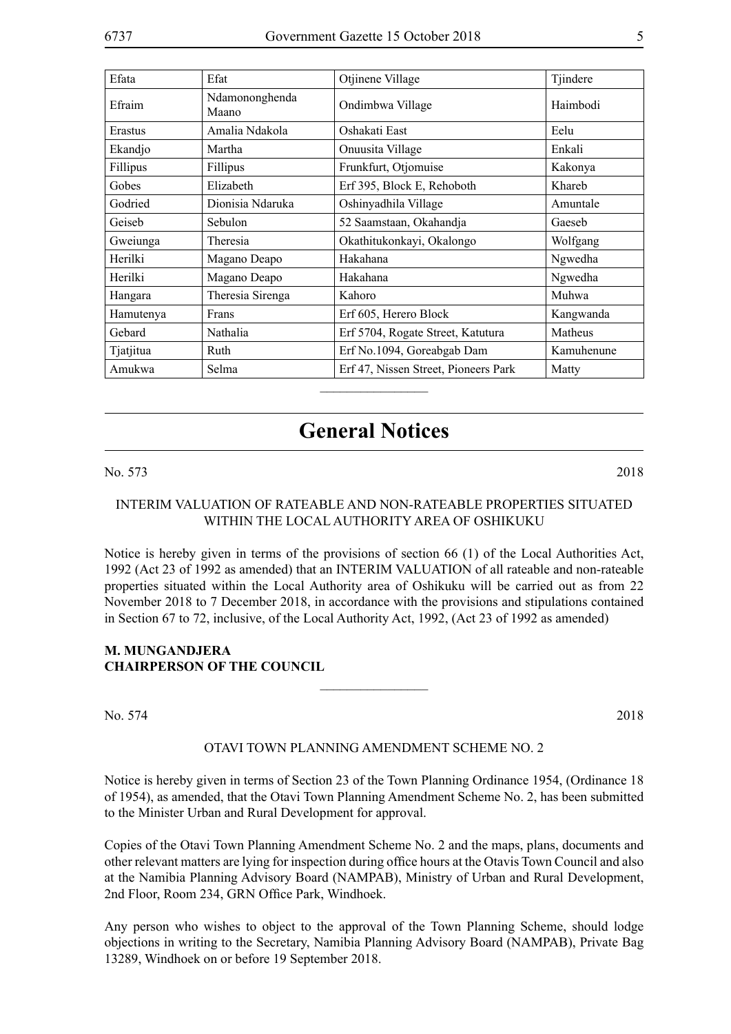| Efata | Efat | Otjinene Village | Tjindere |
|---|---|---|---|
| Efraim | Ndamononghenda Maano | Ondimbwa Village | Haimbodi |
| Erastus | Amalia Ndakola | Oshakati East | Eelu |
| Ekandjo | Martha | Onuusita Village | Enkali |
| Fillipus | Fillipus | Frunkfurt, Otjomuise | Kakonya |
| Gobes | Elizabeth | Erf 395, Block E, Rehoboth | Khareb |
| Godried | Dionisia Ndaruka | Oshinyadhila Village | Amuntale |
| Geiseb | Sebulon | 52 Saamstaan, Okahandja | Gaeseb |
| Gweiunga | Theresia | Okathitukonkayi, Okalongo | Wolfgang |
| Herilki | Magano Deapo | Hakahana | Ngwedha |
| Herilki | Magano Deapo | Hakahana | Ngwedha |
| Hangara | Theresia Sirenga | Kahoro | Muhwa |
| Hamutenya | Frans | Erf 605, Herero Block | Kangwanda |
| Gebard | Nathalia | Erf 5704, Rogate Street, Katutura | Matheus |
| Tjatjitua | Ruth | Erf No.1094, Goreabgab Dam | Kamuhenune |
| Amukwa | Selma | Erf 47, Nissen Street, Pioneers Park | Matty |

________________

# General Notices

No. 573 2018

INTERIM VALUATION OF RATEABLE AND NON-RATEABLE PROPERTIES SITUATED WITHIN THE LOCAL AUTHORITY AREA OF OSHIKUKU

Notice is hereby given in terms of the provisions of section 66 (1) of the Local Authorities Act, 1992 (Act 23 of 1992 as amended) that an INTERIM VALUATION of all rateable and non-rateable properties situated within the Local Authority area of Oshikuku will be carried out as from 22 November 2018 to 7 December 2018, in accordance with the provisions and stipulations contained in Section 67 to 72, inclusive, of the Local Authority Act, 1992, (Act 23 of 1992 as amended)

**M. MUNGANDJERA**
**CHAIRPERSON OF THE COUNCIL**

________________

No. 574 2018

OTAVI TOWN PLANNING AMENDMENT SCHEME NO. 2

Notice is hereby given in terms of Section 23 of the Town Planning Ordinance 1954, (Ordinance 18 of 1954), as amended, that the Otavi Town Planning Amendment Scheme No. 2, has been submitted to the Minister Urban and Rural Development for approval.

Copies of the Otavi Town Planning Amendment Scheme No. 2 and the maps, plans, documents and other relevant matters are lying for inspection during office hours at the Otavis Town Council and also at the Namibia Planning Advisory Board (NAMPAB), Ministry of Urban and Rural Development, 2nd Floor, Room 234, GRN Office Park, Windhoek.

Any person who wishes to object to the approval of the Town Planning Scheme, should lodge objections in writing to the Secretary, Namibia Planning Advisory Board (NAMPAB), Private Bag 13289, Windhoek on or before 19 September 2018.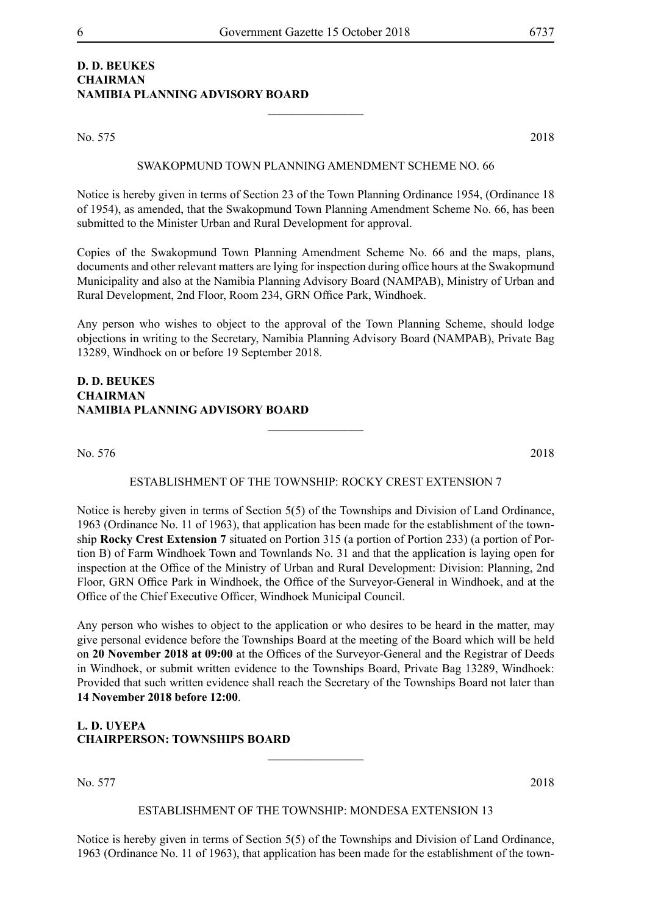**D. D. BEUKES**
**CHAIRMAN**
**NAMIBIA PLANNING ADVISORY BOARD**

---

No. 575 2018

SWAKOPMUND TOWN PLANNING AMENDMENT SCHEME NO. 66

Notice is hereby given in terms of Section 23 of the Town Planning Ordinance 1954, (Ordinance 18 of 1954), as amended, that the Swakopmund Town Planning Amendment Scheme No. 66, has been submitted to the Minister Urban and Rural Development for approval.

Copies of the Swakopmund Town Planning Amendment Scheme No. 66 and the maps, plans, documents and other relevant matters are lying for inspection during office hours at the Swakopmund Municipality and also at the Namibia Planning Advisory Board (NAMPAB), Ministry of Urban and Rural Development, 2nd Floor, Room 234, GRN Office Park, Windhoek.

Any person who wishes to object to the approval of the Town Planning Scheme, should lodge objections in writing to the Secretary, Namibia Planning Advisory Board (NAMPAB), Private Bag 13289, Windhoek on or before 19 September 2018.

**D. D. BEUKES**
**CHAIRMAN**
**NAMIBIA PLANNING ADVISORY BOARD**

---

No. 576 2018

ESTABLISHMENT OF THE TOWNSHIP: ROCKY CREST EXTENSION 7

Notice is hereby given in terms of Section 5(5) of the Townships and Division of Land Ordinance, 1963 (Ordinance No. 11 of 1963), that application has been made for the establishment of the township **Rocky Crest Extension 7** situated on Portion 315 (a portion of Portion 233) (a portion of Portion B) of Farm Windhoek Town and Townlands No. 31 and that the application is laying open for inspection at the Office of the Ministry of Urban and Rural Development: Division: Planning, 2nd Floor, GRN Office Park in Windhoek, the Office of the Surveyor-General in Windhoek, and at the Office of the Chief Executive Officer, Windhoek Municipal Council.

Any person who wishes to object to the application or who desires to be heard in the matter, may give personal evidence before the Townships Board at the meeting of the Board which will be held on **20 November 2018 at 09:00** at the Offices of the Surveyor-General and the Registrar of Deeds in Windhoek, or submit written evidence to the Townships Board, Private Bag 13289, Windhoek: Provided that such written evidence shall reach the Secretary of the Townships Board not later than **14 November 2018 before 12:00**.

**L. D. UYEPA**
**CHAIRPERSON: TOWNSHIPS BOARD**

---

No. 577 2018

ESTABLISHMENT OF THE TOWNSHIP: MONDESA EXTENSION 13

Notice is hereby given in terms of Section 5(5) of the Townships and Division of Land Ordinance, 1963 (Ordinance No. 11 of 1963), that application has been made for the establishment of the town-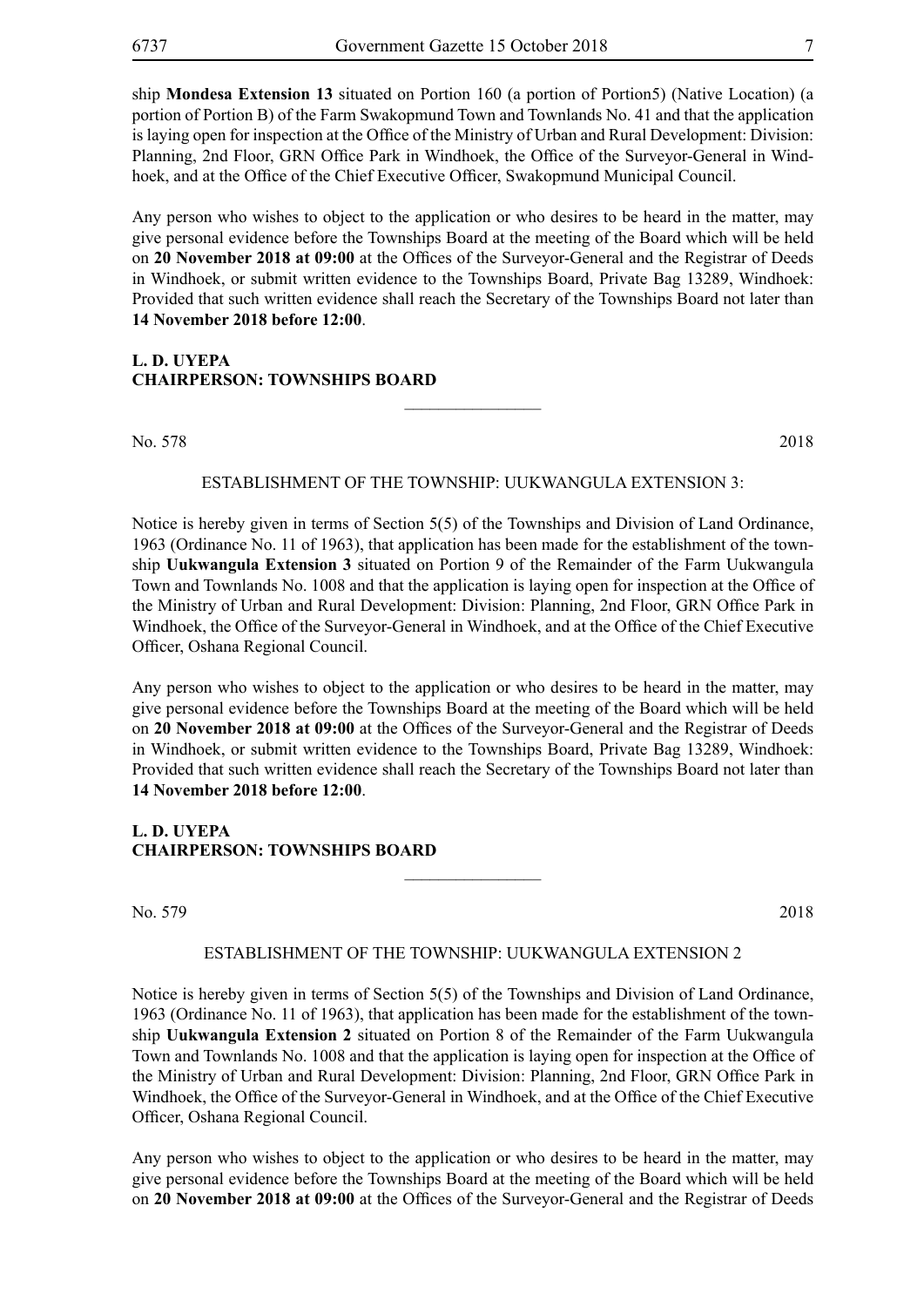ship **Mondesa Extension 13** situated on Portion 160 (a portion of Portion5) (Native Location) (a portion of Portion B) of the Farm Swakopmund Town and Townlands No. 41 and that the application is laying open for inspection at the Office of the Ministry of Urban and Rural Development: Division: Planning, 2nd Floor, GRN Office Park in Windhoek, the Office of the Surveyor-General in Windhoek, and at the Office of the Chief Executive Officer, Swakopmund Municipal Council.

Any person who wishes to object to the application or who desires to be heard in the matter, may give personal evidence before the Townships Board at the meeting of the Board which will be held on **20 November 2018 at 09:00** at the Offices of the Surveyor-General and the Registrar of Deeds in Windhoek, or submit written evidence to the Townships Board, Private Bag 13289, Windhoek: Provided that such written evidence shall reach the Secretary of the Townships Board not later than **14 November 2018 before 12:00**.

**L. D. UYEPA**
**CHAIRPERSON: TOWNSHIPS BOARD**

---

No. 578 2018

ESTABLISHMENT OF THE TOWNSHIP: UUKWANGULA EXTENSION 3:

Notice is hereby given in terms of Section 5(5) of the Townships and Division of Land Ordinance, 1963 (Ordinance No. 11 of 1963), that application has been made for the establishment of the township **Uukwangula Extension 3** situated on Portion 9 of the Remainder of the Farm Uukwangula Town and Townlands No. 1008 and that the application is laying open for inspection at the Office of the Ministry of Urban and Rural Development: Division: Planning, 2nd Floor, GRN Office Park in Windhoek, the Office of the Surveyor-General in Windhoek, and at the Office of the Chief Executive Officer, Oshana Regional Council.

Any person who wishes to object to the application or who desires to be heard in the matter, may give personal evidence before the Townships Board at the meeting of the Board which will be held on **20 November 2018 at 09:00** at the Offices of the Surveyor-General and the Registrar of Deeds in Windhoek, or submit written evidence to the Townships Board, Private Bag 13289, Windhoek: Provided that such written evidence shall reach the Secretary of the Townships Board not later than **14 November 2018 before 12:00**.

**L. D. UYEPA**
**CHAIRPERSON: TOWNSHIPS BOARD**

---

No. 579 2018

ESTABLISHMENT OF THE TOWNSHIP: UUKWANGULA EXTENSION 2

Notice is hereby given in terms of Section 5(5) of the Townships and Division of Land Ordinance, 1963 (Ordinance No. 11 of 1963), that application has been made for the establishment of the township **Uukwangula Extension 2** situated on Portion 8 of the Remainder of the Farm Uukwangula Town and Townlands No. 1008 and that the application is laying open for inspection at the Office of the Ministry of Urban and Rural Development: Division: Planning, 2nd Floor, GRN Office Park in Windhoek, the Office of the Surveyor-General in Windhoek, and at the Office of the Chief Executive Officer, Oshana Regional Council.

Any person who wishes to object to the application or who desires to be heard in the matter, may give personal evidence before the Townships Board at the meeting of the Board which will be held on **20 November 2018 at 09:00** at the Offices of the Surveyor-General and the Registrar of Deeds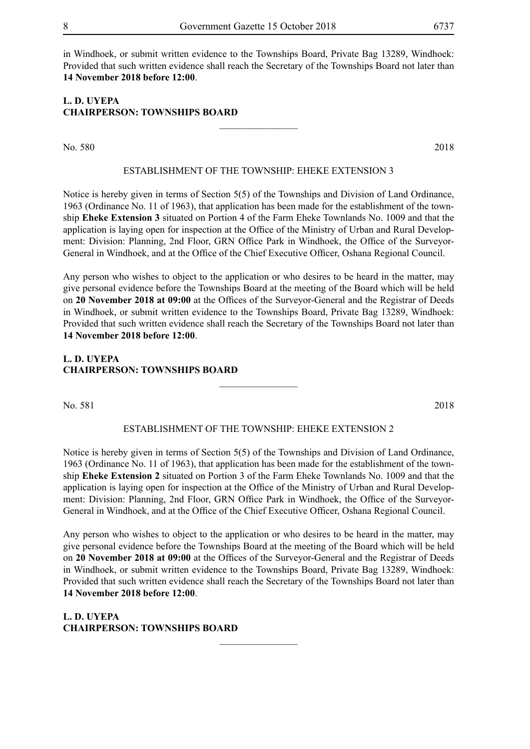in Windhoek, or submit written evidence to the Townships Board, Private Bag 13289, Windhoek: Provided that such written evidence shall reach the Secretary of the Townships Board not later than **14 November 2018 before 12:00**.

**L. D. UYEPA**
**CHAIRPERSON: TOWNSHIPS BOARD**

---

No. 580 2018

ESTABLISHMENT OF THE TOWNSHIP: EHEKE EXTENSION 3

Notice is hereby given in terms of Section 5(5) of the Townships and Division of Land Ordinance, 1963 (Ordinance No. 11 of 1963), that application has been made for the establishment of the township **Eheke Extension 3** situated on Portion 4 of the Farm Eheke Townlands No. 1009 and that the application is laying open for inspection at the Office of the Ministry of Urban and Rural Development: Division: Planning, 2nd Floor, GRN Office Park in Windhoek, the Office of the Surveyor-General in Windhoek, and at the Office of the Chief Executive Officer, Oshana Regional Council.

Any person who wishes to object to the application or who desires to be heard in the matter, may give personal evidence before the Townships Board at the meeting of the Board which will be held on **20 November 2018 at 09:00** at the Offices of the Surveyor-General and the Registrar of Deeds in Windhoek, or submit written evidence to the Townships Board, Private Bag 13289, Windhoek: Provided that such written evidence shall reach the Secretary of the Townships Board not later than **14 November 2018 before 12:00**.

**L. D. UYEPA**
**CHAIRPERSON: TOWNSHIPS BOARD**

---

No. 581 2018

ESTABLISHMENT OF THE TOWNSHIP: EHEKE EXTENSION 2

Notice is hereby given in terms of Section 5(5) of the Townships and Division of Land Ordinance, 1963 (Ordinance No. 11 of 1963), that application has been made for the establishment of the township **Eheke Extension 2** situated on Portion 3 of the Farm Eheke Townlands No. 1009 and that the application is laying open for inspection at the Office of the Ministry of Urban and Rural Development: Division: Planning, 2nd Floor, GRN Office Park in Windhoek, the Office of the Surveyor-General in Windhoek, and at the Office of the Chief Executive Officer, Oshana Regional Council.

Any person who wishes to object to the application or who desires to be heard in the matter, may give personal evidence before the Townships Board at the meeting of the Board which will be held on **20 November 2018 at 09:00** at the Offices of the Surveyor-General and the Registrar of Deeds in Windhoek, or submit written evidence to the Townships Board, Private Bag 13289, Windhoek: Provided that such written evidence shall reach the Secretary of the Townships Board not later than **14 November 2018 before 12:00**.

**L. D. UYEPA**
**CHAIRPERSON: TOWNSHIPS BOARD**

---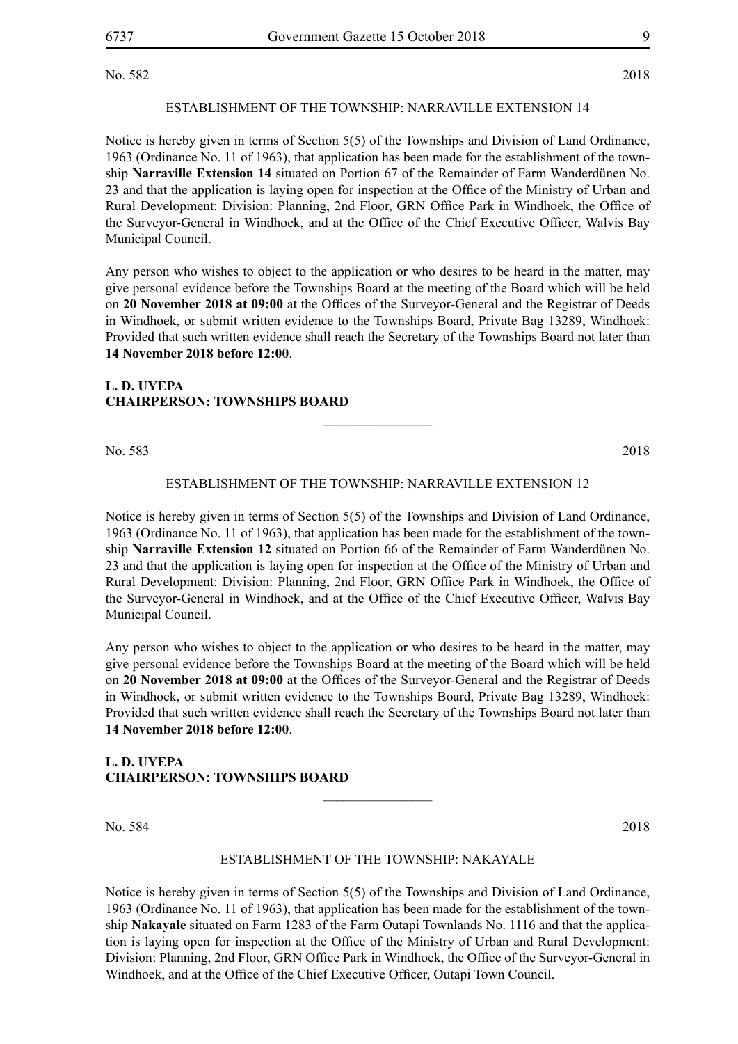No. 582 2018

ESTABLISHMENT OF THE TOWNSHIP: NARRAVILLE EXTENSION 14

Notice is hereby given in terms of Section 5(5) of the Townships and Division of Land Ordinance, 1963 (Ordinance No. 11 of 1963), that application has been made for the establishment of the township **Narraville Extension 14** situated on Portion 67 of the Remainder of Farm Wanderdünen No. 23 and that the application is laying open for inspection at the Office of the Ministry of Urban and Rural Development: Division: Planning, 2nd Floor, GRN Office Park in Windhoek, the Office of the Surveyor-General in Windhoek, and at the Office of the Chief Executive Officer, Walvis Bay Municipal Council.

Any person who wishes to object to the application or who desires to be heard in the matter, may give personal evidence before the Townships Board at the meeting of the Board which will be held on **20 November 2018 at 09:00** at the Offices of the Surveyor-General and the Registrar of Deeds in Windhoek, or submit written evidence to the Townships Board, Private Bag 13289, Windhoek: Provided that such written evidence shall reach the Secretary of the Townships Board not later than **14 November 2018 before 12:00**.

**L. D. UYEPA**
**CHAIRPERSON: TOWNSHIPS BOARD**

---

No. 583 2018

ESTABLISHMENT OF THE TOWNSHIP: NARRAVILLE EXTENSION 12

Notice is hereby given in terms of Section 5(5) of the Townships and Division of Land Ordinance, 1963 (Ordinance No. 11 of 1963), that application has been made for the establishment of the township **Narraville Extension 12** situated on Portion 66 of the Remainder of Farm Wanderdünen No. 23 and that the application is laying open for inspection at the Office of the Ministry of Urban and Rural Development: Division: Planning, 2nd Floor, GRN Office Park in Windhoek, the Office of the Surveyor-General in Windhoek, and at the Office of the Chief Executive Officer, Walvis Bay Municipal Council.

Any person who wishes to object to the application or who desires to be heard in the matter, may give personal evidence before the Townships Board at the meeting of the Board which will be held on **20 November 2018 at 09:00** at the Offices of the Surveyor-General and the Registrar of Deeds in Windhoek, or submit written evidence to the Townships Board, Private Bag 13289, Windhoek: Provided that such written evidence shall reach the Secretary of the Townships Board not later than **14 November 2018 before 12:00**.

**L. D. UYEPA**
**CHAIRPERSON: TOWNSHIPS BOARD**

---

No. 584 2018

ESTABLISHMENT OF THE TOWNSHIP: NAKAYALE

Notice is hereby given in terms of Section 5(5) of the Townships and Division of Land Ordinance, 1963 (Ordinance No. 11 of 1963), that application has been made for the establishment of the township **Nakayale** situated on Farm 1283 of the Farm Outapi Townlands No. 1116 and that the application is laying open for inspection at the Office of the Ministry of Urban and Rural Development: Division: Planning, 2nd Floor, GRN Office Park in Windhoek, the Office of the Surveyor-General in Windhoek, and at the Office of the Chief Executive Officer, Outapi Town Council.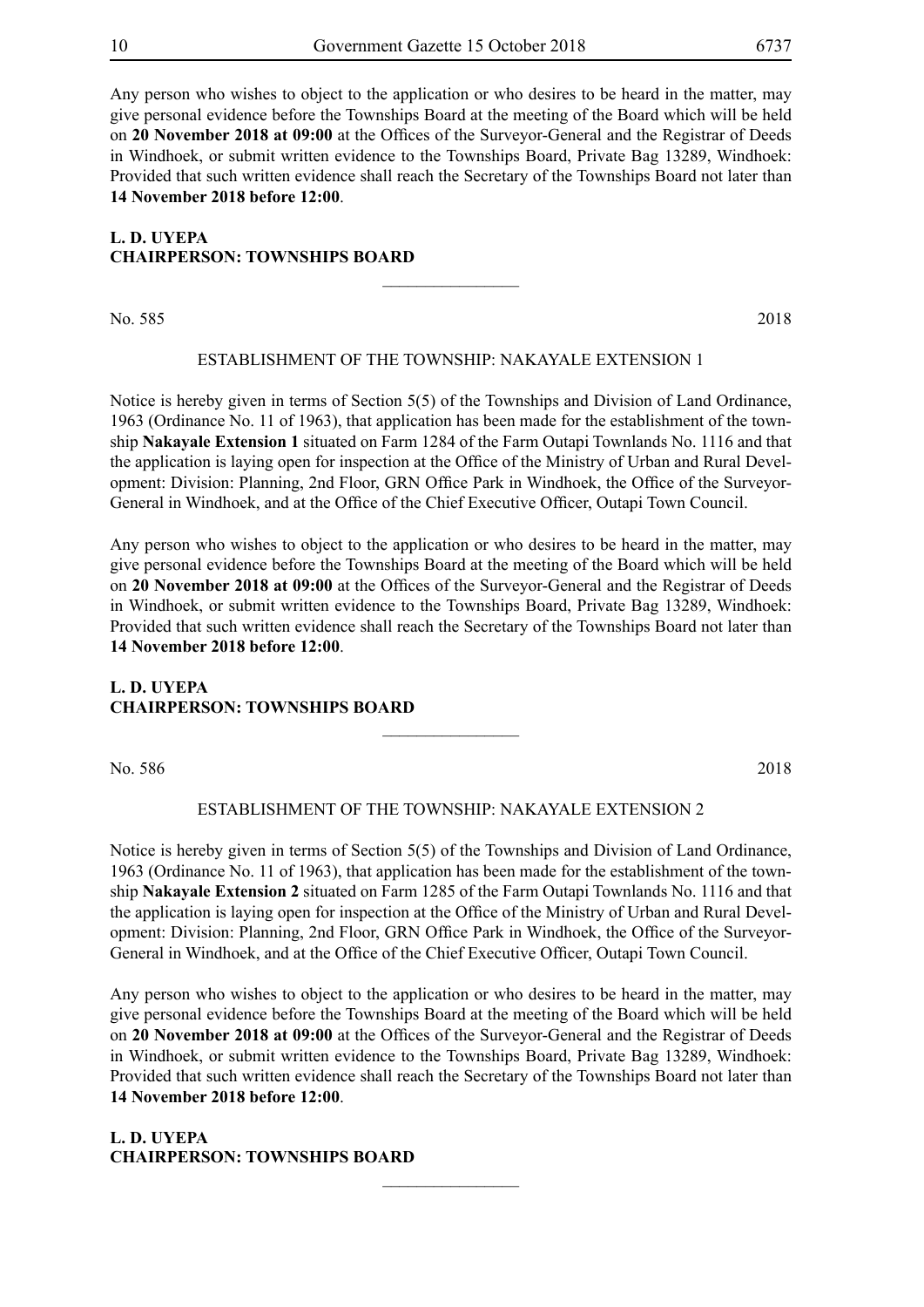Any person who wishes to object to the application or who desires to be heard in the matter, may give personal evidence before the Townships Board at the meeting of the Board which will be held on **20 November 2018 at 09:00** at the Offices of the Surveyor-General and the Registrar of Deeds in Windhoek, or submit written evidence to the Townships Board, Private Bag 13289, Windhoek: Provided that such written evidence shall reach the Secretary of the Townships Board not later than **14 November 2018 before 12:00**.

**L. D. UYEPA**
**CHAIRPERSON: TOWNSHIPS BOARD**

---

No. 585 2018

ESTABLISHMENT OF THE TOWNSHIP: NAKAYALE EXTENSION 1

Notice is hereby given in terms of Section 5(5) of the Townships and Division of Land Ordinance, 1963 (Ordinance No. 11 of 1963), that application has been made for the establishment of the township **Nakayale Extension 1** situated on Farm 1284 of the Farm Outapi Townlands No. 1116 and that the application is laying open for inspection at the Office of the Ministry of Urban and Rural Development: Division: Planning, 2nd Floor, GRN Office Park in Windhoek, the Office of the Surveyor-General in Windhoek, and at the Office of the Chief Executive Officer, Outapi Town Council.

Any person who wishes to object to the application or who desires to be heard in the matter, may give personal evidence before the Townships Board at the meeting of the Board which will be held on **20 November 2018 at 09:00** at the Offices of the Surveyor-General and the Registrar of Deeds in Windhoek, or submit written evidence to the Townships Board, Private Bag 13289, Windhoek: Provided that such written evidence shall reach the Secretary of the Townships Board not later than **14 November 2018 before 12:00**.

**L. D. UYEPA**
**CHAIRPERSON: TOWNSHIPS BOARD**

---

No. 586 2018

ESTABLISHMENT OF THE TOWNSHIP: NAKAYALE EXTENSION 2

Notice is hereby given in terms of Section 5(5) of the Townships and Division of Land Ordinance, 1963 (Ordinance No. 11 of 1963), that application has been made for the establishment of the township **Nakayale Extension 2** situated on Farm 1285 of the Farm Outapi Townlands No. 1116 and that the application is laying open for inspection at the Office of the Ministry of Urban and Rural Development: Division: Planning, 2nd Floor, GRN Office Park in Windhoek, the Office of the Surveyor-General in Windhoek, and at the Office of the Chief Executive Officer, Outapi Town Council.

Any person who wishes to object to the application or who desires to be heard in the matter, may give personal evidence before the Townships Board at the meeting of the Board which will be held on **20 November 2018 at 09:00** at the Offices of the Surveyor-General and the Registrar of Deeds in Windhoek, or submit written evidence to the Townships Board, Private Bag 13289, Windhoek: Provided that such written evidence shall reach the Secretary of the Townships Board not later than **14 November 2018 before 12:00**.

**L. D. UYEPA**
**CHAIRPERSON: TOWNSHIPS BOARD**

---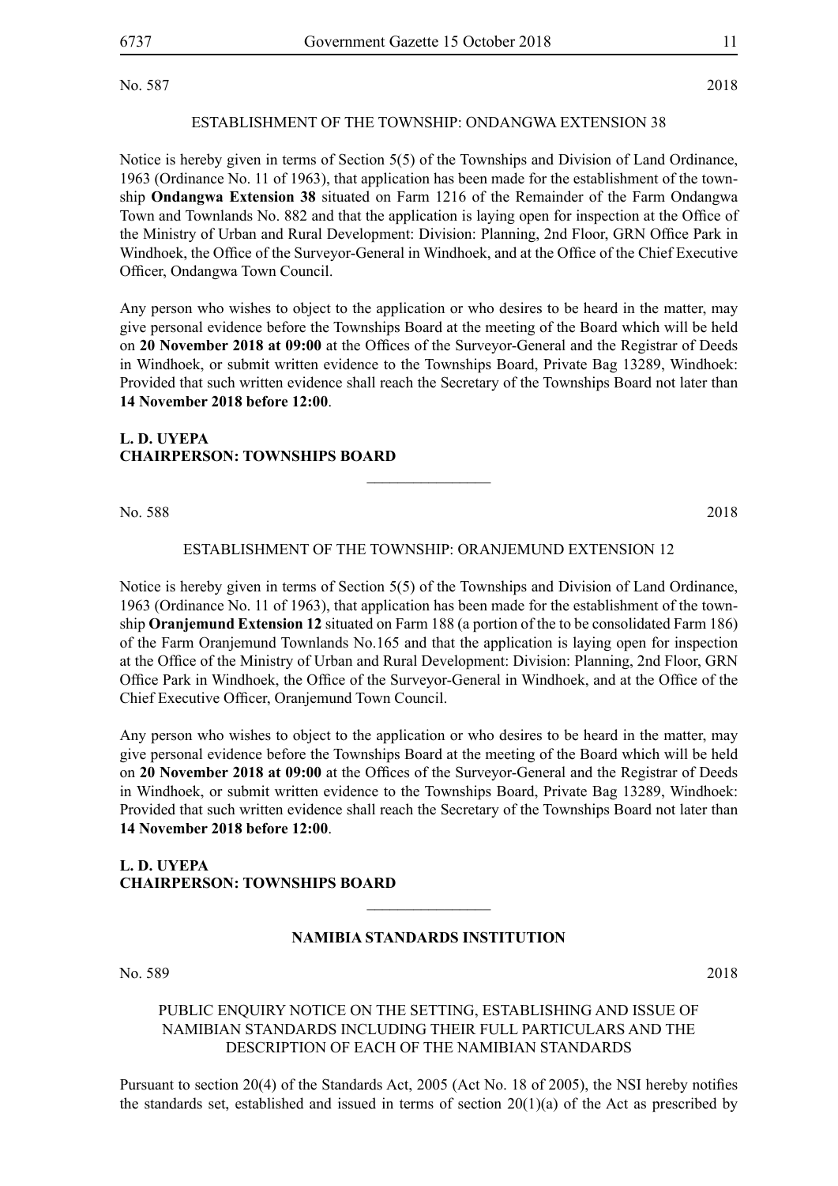No. 587 2018

ESTABLISHMENT OF THE TOWNSHIP: ONDANGWA EXTENSION 38

Notice is hereby given in terms of Section 5(5) of the Townships and Division of Land Ordinance, 1963 (Ordinance No. 11 of 1963), that application has been made for the establishment of the township **Ondangwa Extension 38** situated on Farm 1216 of the Remainder of the Farm Ondangwa Town and Townlands No. 882 and that the application is laying open for inspection at the Office of the Ministry of Urban and Rural Development: Division: Planning, 2nd Floor, GRN Office Park in Windhoek, the Office of the Surveyor-General in Windhoek, and at the Office of the Chief Executive Officer, Ondangwa Town Council.

Any person who wishes to object to the application or who desires to be heard in the matter, may give personal evidence before the Townships Board at the meeting of the Board which will be held on **20 November 2018 at 09:00** at the Offices of the Surveyor-General and the Registrar of Deeds in Windhoek, or submit written evidence to the Townships Board, Private Bag 13289, Windhoek: Provided that such written evidence shall reach the Secretary of the Townships Board not later than **14 November 2018 before 12:00**.

**L. D. UYEPA**
**CHAIRPERSON: TOWNSHIPS BOARD**

---

No. 588 2018

ESTABLISHMENT OF THE TOWNSHIP: ORANJEMUND EXTENSION 12

Notice is hereby given in terms of Section 5(5) of the Townships and Division of Land Ordinance, 1963 (Ordinance No. 11 of 1963), that application has been made for the establishment of the township **Oranjemund Extension 12** situated on Farm 188 (a portion of the to be consolidated Farm 186) of the Farm Oranjemund Townlands No.165 and that the application is laying open for inspection at the Office of the Ministry of Urban and Rural Development: Division: Planning, 2nd Floor, GRN Office Park in Windhoek, the Office of the Surveyor-General in Windhoek, and at the Office of the Chief Executive Officer, Oranjemund Town Council.

Any person who wishes to object to the application or who desires to be heard in the matter, may give personal evidence before the Townships Board at the meeting of the Board which will be held on **20 November 2018 at 09:00** at the Offices of the Surveyor-General and the Registrar of Deeds in Windhoek, or submit written evidence to the Townships Board, Private Bag 13289, Windhoek: Provided that such written evidence shall reach the Secretary of the Townships Board not later than **14 November 2018 before 12:00**.

**L. D. UYEPA**
**CHAIRPERSON: TOWNSHIPS BOARD**

---

## NAMIBIA STANDARDS INSTITUTION

No. 589 2018

PUBLIC ENQUIRY NOTICE ON THE SETTING, ESTABLISHING AND ISSUE OF NAMIBIAN STANDARDS INCLUDING THEIR FULL PARTICULARS AND THE DESCRIPTION OF EACH OF THE NAMIBIAN STANDARDS

Pursuant to section 20(4) of the Standards Act, 2005 (Act No. 18 of 2005), the NSI hereby notifies the standards set, established and issued in terms of section 20(1)(a) of the Act as prescribed by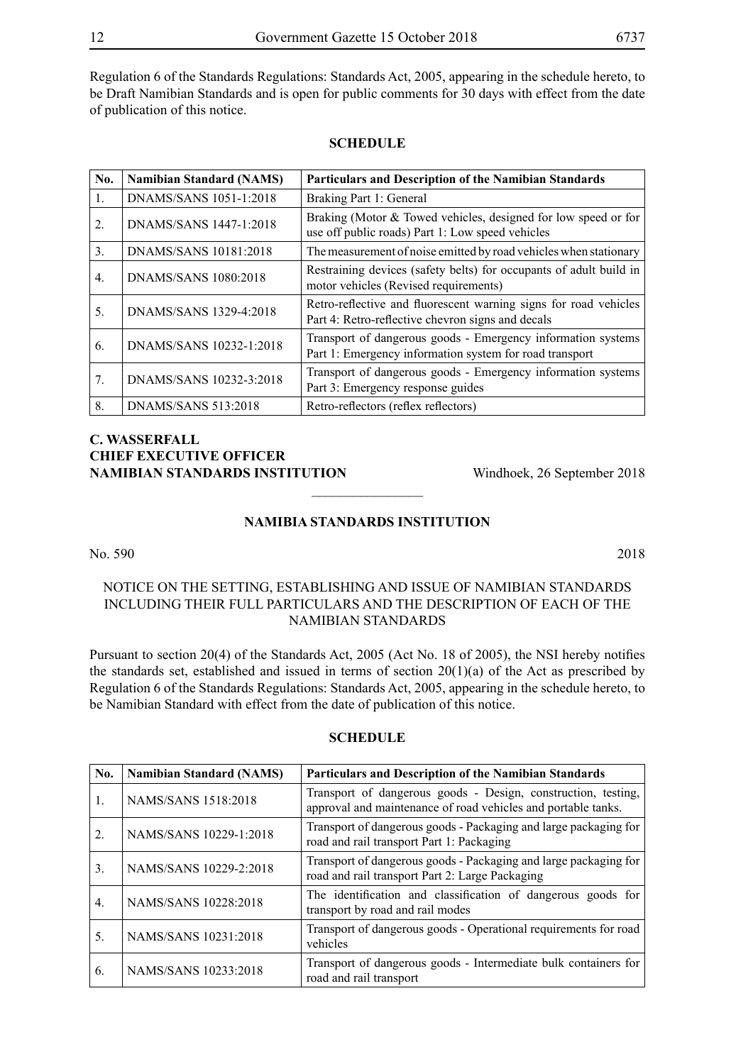Regulation 6 of the Standards Regulations: Standards Act, 2005, appearing in the schedule hereto, to be Draft Namibian Standards and is open for public comments for 30 days with effect from the date of publication of this notice.

**SCHEDULE**

| No. | Namibian Standard (NAMS) | Particulars and Description of the Namibian Standards |
|---|---|---|
| 1. | DNAMS/SANS 1051-1:2018 | Braking Part 1: General |
| 2. | DNAMS/SANS 1447-1:2018 | Braking (Motor & Towed vehicles, designed for low speed or for use off public roads) Part 1: Low speed vehicles |
| 3. | DNAMS/SANS 10181:2018 | The measurement of noise emitted by road vehicles when stationary |
| 4. | DNAMS/SANS 1080:2018 | Restraining devices (safety belts) for occupants of adult build in motor vehicles (Revised requirements) |
| 5. | DNAMS/SANS 1329-4:2018 | Retro-reflective and fluorescent warning signs for road vehicles Part 4: Retro-reflective chevron signs and decals |
| 6. | DNAMS/SANS 10232-1:2018 | Transport of dangerous goods - Emergency information systems Part 1: Emergency information system for road transport |
| 7. | DNAMS/SANS 10232-3:2018 | Transport of dangerous goods - Emergency information systems Part 3: Emergency response guides |
| 8. | DNAMS/SANS 513:2018 | Retro-reflectors (reflex reflectors) |

**C. WASSERFALL**
**CHIEF EXECUTIVE OFFICER**
**NAMIBIAN STANDARDS INSTITUTION**

Windhoek, 26 September 2018

---

## NAMIBIA STANDARDS INSTITUTION

No. 590 2018

### NOTICE ON THE SETTING, ESTABLISHING AND ISSUE OF NAMIBIAN STANDARDS INCLUDING THEIR FULL PARTICULARS AND THE DESCRIPTION OF EACH OF THE NAMIBIAN STANDARDS

Pursuant to section 20(4) of the Standards Act, 2005 (Act No. 18 of 2005), the NSI hereby notifies the standards set, established and issued in terms of section 20(1)(a) of the Act as prescribed by Regulation 6 of the Standards Regulations: Standards Act, 2005, appearing in the schedule hereto, to be Namibian Standard with effect from the date of publication of this notice.

**SCHEDULE**

| No. | Namibian Standard (NAMS) | Particulars and Description of the Namibian Standards |
|---|---|---|
| 1. | NAMS/SANS 1518:2018 | Transport of dangerous goods - Design, construction, testing, approval and maintenance of road vehicles and portable tanks. |
| 2. | NAMS/SANS 10229-1:2018 | Transport of dangerous goods - Packaging and large packaging for road and rail transport Part 1: Packaging |
| 3. | NAMS/SANS 10229-2:2018 | Transport of dangerous goods - Packaging and large packaging for road and rail transport Part 2: Large Packaging |
| 4. | NAMS/SANS 10228:2018 | The identification and classification of dangerous goods for transport by road and rail modes |
| 5. | NAMS/SANS 10231:2018 | Transport of dangerous goods - Operational requirements for road vehicles |
| 6. | NAMS/SANS 10233:2018 | Transport of dangerous goods - Intermediate bulk containers for road and rail transport |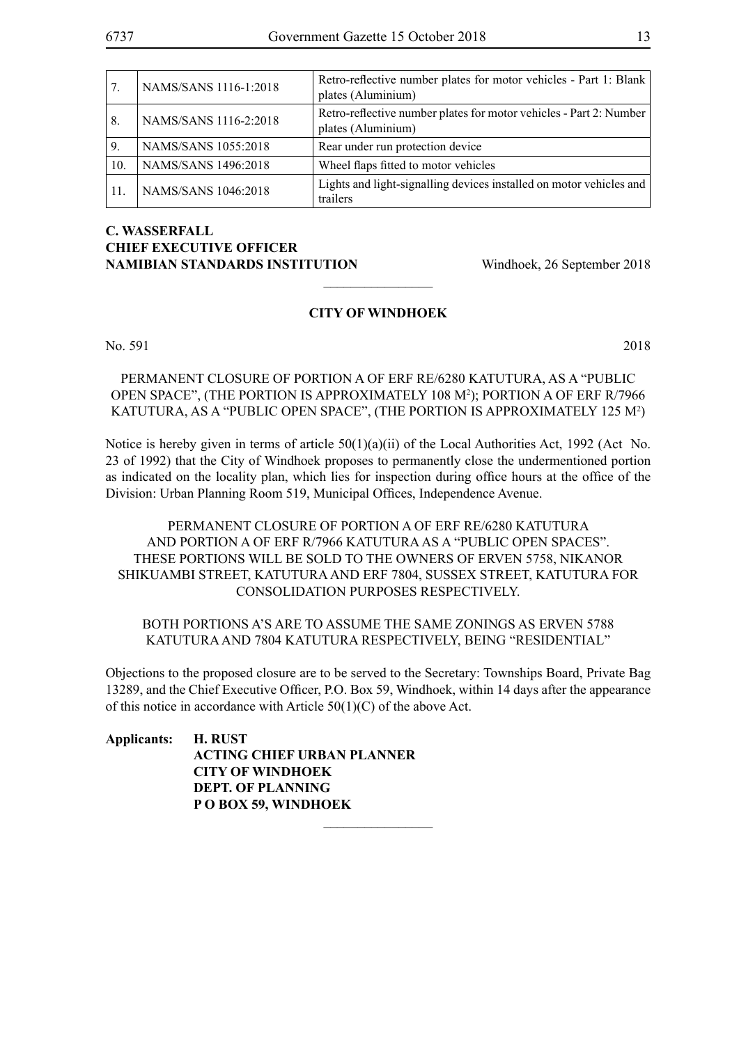| | | |
|---|---|---|
| 7. | NAMS/SANS 1116-1:2018 | Retro-reflective number plates for motor vehicles - Part 1: Blank plates (Aluminium) |
| 8. | NAMS/SANS 1116-2:2018 | Retro-reflective number plates for motor vehicles - Part 2: Number plates (Aluminium) |
| 9. | NAMS/SANS 1055:2018 | Rear under run protection device |
| 10. | NAMS/SANS 1496:2018 | Wheel flaps fitted to motor vehicles |
| 11. | NAMS/SANS 1046:2018 | Lights and light-signalling devices installed on motor vehicles and trailers |

**C. WASSERFALL**
**CHIEF EXECUTIVE OFFICER**
**NAMIBIAN STANDARDS INSTITUTION** Windhoek, 26 September 2018

________________

**CITY OF WINDHOEK**

No. 591 2018

PERMANENT CLOSURE OF PORTION A OF ERF RE/6280 KATUTURA, AS A "PUBLIC OPEN SPACE", (THE PORTION IS APPROXIMATELY 108 $M^2$); PORTION A OF ERF R/7966 KATUTURA, AS A "PUBLIC OPEN SPACE", (THE PORTION IS APPROXIMATELY 125 $M^2$)

Notice is hereby given in terms of article 50(1)(a)(ii) of the Local Authorities Act, 1992 (Act No. 23 of 1992) that the City of Windhoek proposes to permanently close the undermentioned portion as indicated on the locality plan, which lies for inspection during office hours at the office of the Division: Urban Planning Room 519, Municipal Offices, Independence Avenue.

PERMANENT CLOSURE OF PORTION A OF ERF RE/6280 KATUTURA AND PORTION A OF ERF R/7966 KATUTURA AS A "PUBLIC OPEN SPACES". THESE PORTIONS WILL BE SOLD TO THE OWNERS OF ERVEN 5758, NIKANOR SHIKUAMBI STREET, KATUTURA AND ERF 7804, SUSSEX STREET, KATUTURA FOR CONSOLIDATION PURPOSES RESPECTIVELY.

BOTH PORTIONS A'S ARE TO ASSUME THE SAME ZONINGS AS ERVEN 5788 KATUTURA AND 7804 KATUTURA RESPECTIVELY, BEING "RESIDENTIAL"

Objections to the proposed closure are to be served to the Secretary: Townships Board, Private Bag 13289, and the Chief Executive Officer, P.O. Box 59, Windhoek, within 14 days after the appearance of this notice in accordance with Article 50(1)(C) of the above Act.

**Applicants: H. RUST**
**ACTING CHIEF URBAN PLANNER**
**CITY OF WINDHOEK**
**DEPT. OF PLANNING**
**P O BOX 59, WINDHOEK**

________________